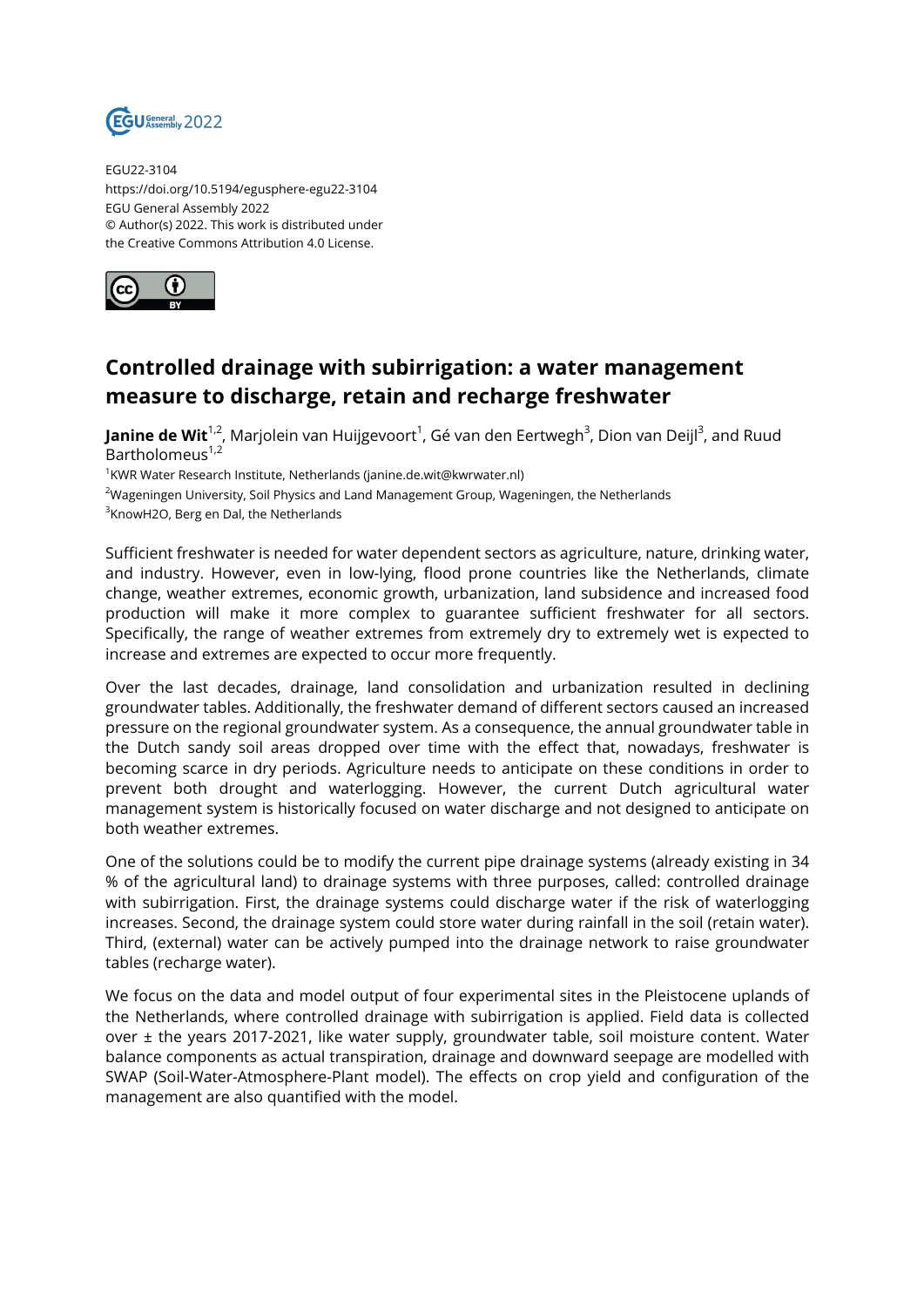EGU22-3104
https://doi.org/10.5194/egusphere-egu22-3104
EGU General Assembly 2022
© Author(s) 2022. This work is distributed under
the Creative Commons Attribution 4.0 License.

# Controlled drainage with subirrigation: a water management measure to discharge, retain and recharge freshwater

**Janine de Wit**[1,2], Marjolein van Huijgevoort[1], Gé van den Eertwegh[3], Dion van Deijl[3], and Ruud Bartholomeus[1,2]

[1]KWR Water Research Institute, Netherlands (janine.de.wit@kwrwater.nl)
[2]Wageningen University, Soil Physics and Land Management Group, Wageningen, the Netherlands
[3]KnowH2O, Berg en Dal, the Netherlands

Sufficient freshwater is needed for water dependent sectors as agriculture, nature, drinking water, and industry. However, even in low-lying, flood prone countries like the Netherlands, climate change, weather extremes, economic growth, urbanization, land subsidence and increased food production will make it more complex to guarantee sufficient freshwater for all sectors. Specifically, the range of weather extremes from extremely dry to extremely wet is expected to increase and extremes are expected to occur more frequently.

Over the last decades, drainage, land consolidation and urbanization resulted in declining groundwater tables. Additionally, the freshwater demand of different sectors caused an increased pressure on the regional groundwater system. As a consequence, the annual groundwater table in the Dutch sandy soil areas dropped over time with the effect that, nowadays, freshwater is becoming scarce in dry periods. Agriculture needs to anticipate on these conditions in order to prevent both drought and waterlogging. However, the current Dutch agricultural water management system is historically focused on water discharge and not designed to anticipate on both weather extremes.

One of the solutions could be to modify the current pipe drainage systems (already existing in 34 % of the agricultural land) to drainage systems with three purposes, called: controlled drainage with subirrigation. First, the drainage systems could discharge water if the risk of waterlogging increases. Second, the drainage system could store water during rainfall in the soil (retain water). Third, (external) water can be actively pumped into the drainage network to raise groundwater tables (recharge water).

We focus on the data and model output of four experimental sites in the Pleistocene uplands of the Netherlands, where controlled drainage with subirrigation is applied. Field data is collected over ± the years 2017-2021, like water supply, groundwater table, soil moisture content. Water balance components as actual transpiration, drainage and downward seepage are modelled with SWAP (Soil-Water-Atmosphere-Plant model). The effects on crop yield and configuration of the management are also quantified with the model.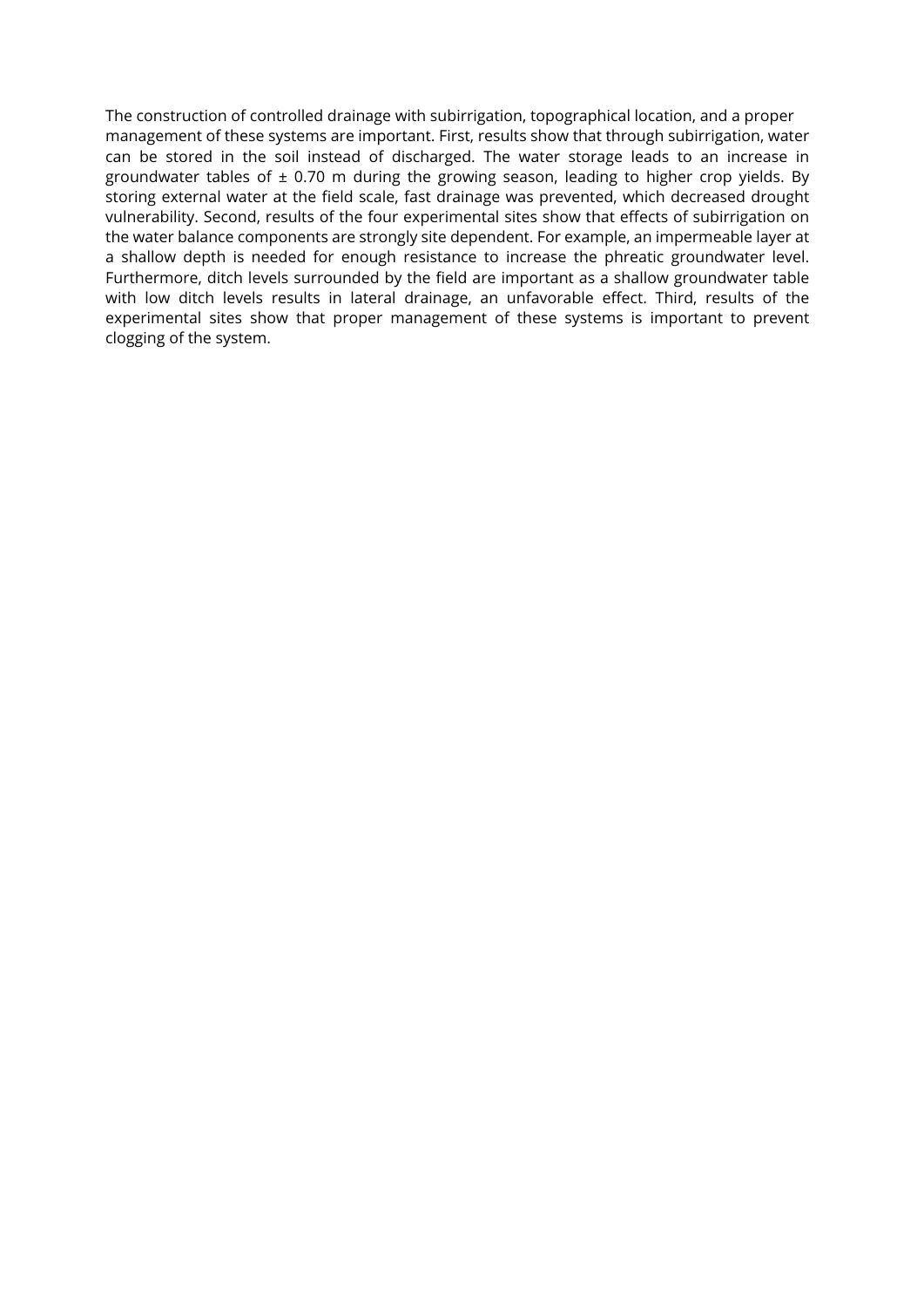The construction of controlled drainage with subirrigation, topographical location, and a proper management of these systems are important. First, results show that through subirrigation, water can be stored in the soil instead of discharged. The water storage leads to an increase in groundwater tables of ± 0.70 m during the growing season, leading to higher crop yields. By storing external water at the field scale, fast drainage was prevented, which decreased drought vulnerability. Second, results of the four experimental sites show that effects of subirrigation on the water balance components are strongly site dependent. For example, an impermeable layer at a shallow depth is needed for enough resistance to increase the phreatic groundwater level. Furthermore, ditch levels surrounded by the field are important as a shallow groundwater table with low ditch levels results in lateral drainage, an unfavorable effect. Third, results of the experimental sites show that proper management of these systems is important to prevent clogging of the system.